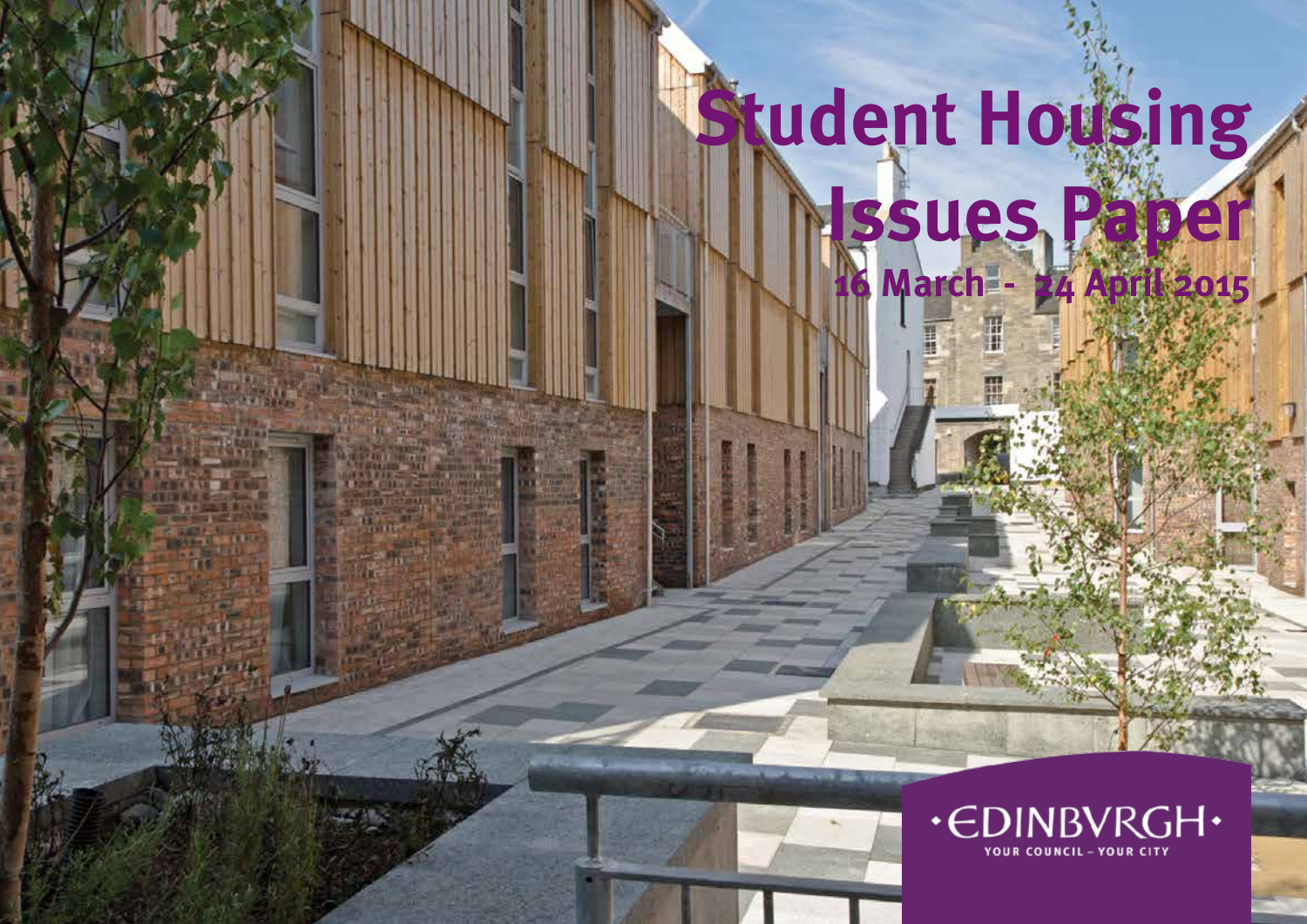# Student Housing Issues Paper

16 March - 24 April 2015

·EDINBVRGH·

YOUR COUNCIL – YOUR CITY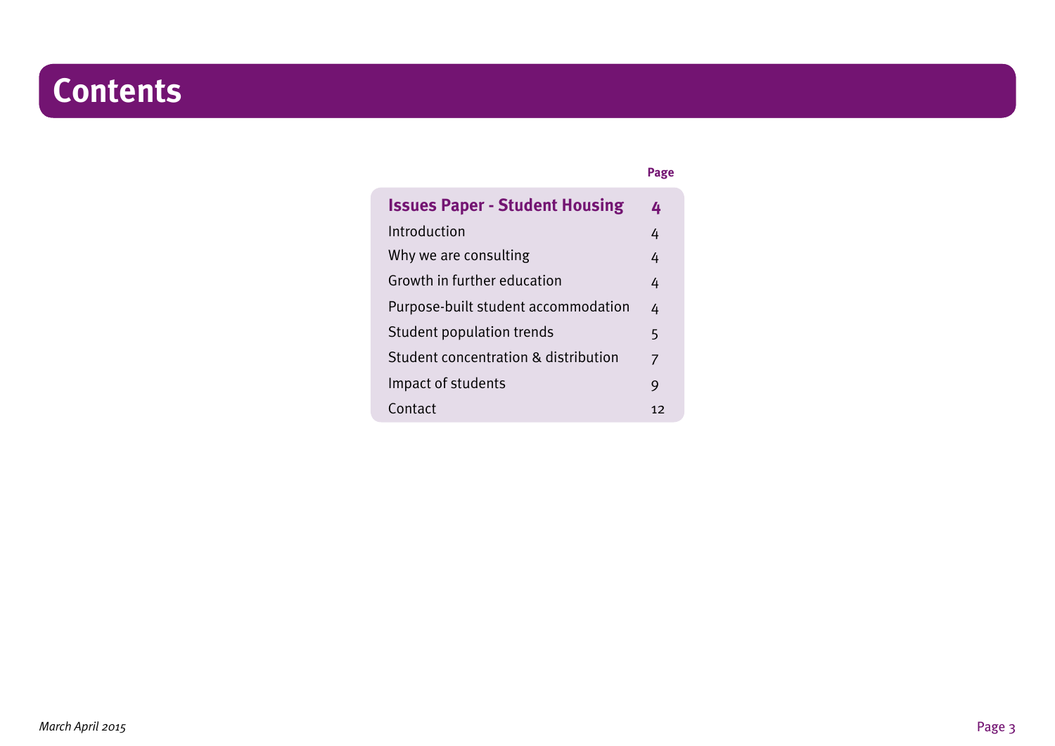# Contents

| | Page |
|---|---|
| **Issues Paper - Student Housing** | **4** |
| Introduction | 4 |
| Why we are consulting | 4 |
| Growth in further education | 4 |
| Purpose-built student accommodation | 4 |
| Student population trends | 5 |
| Student concentration & distribution | 7 |
| Impact of students | 9 |
| Contact | 12 |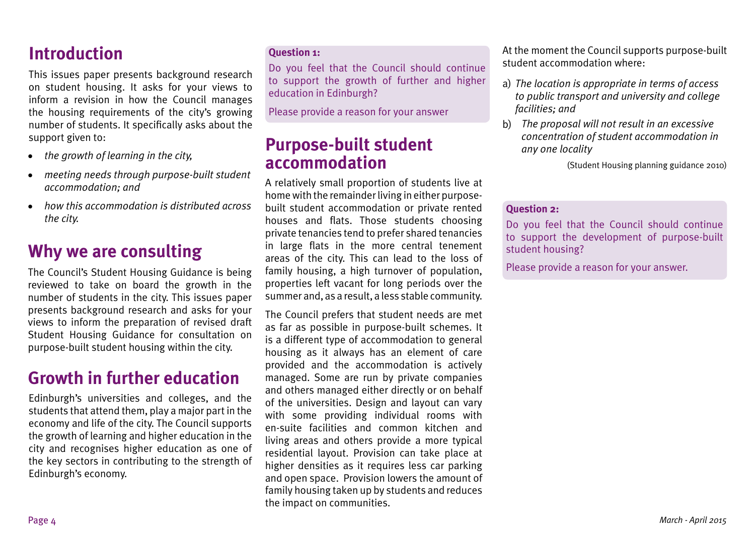## Introduction

This issues paper presents background research on student housing. It asks for your views to inform a revision in how the Council manages the housing requirements of the city's growing number of students. It specifically asks about the support given to:

- *the growth of learning in the city,*
- *meeting needs through purpose-built student accommodation; and*
- *how this accommodation is distributed across the city.*

## Why we are consulting

The Council's Student Housing Guidance is being reviewed to take on board the growth in the number of students in the city. This issues paper presents background research and asks for your views to inform the preparation of revised draft Student Housing Guidance for consultation on purpose-built student housing within the city.

## Growth in further education

Edinburgh's universities and colleges, and the students that attend them, play a major part in the economy and life of the city. The Council supports the growth of learning and higher education in the city and recognises higher education as one of the key sectors in contributing to the strength of Edinburgh's economy.

**Question 1:**

Do you feel that the Council should continue to support the growth of further and higher education in Edinburgh?

Please provide a reason for your answer

## Purpose-built student accommodation

A relatively small proportion of students live at home with the remainder living in either purpose-built student accommodation or private rented houses and flats. Those students choosing private tenancies tend to prefer shared tenancies in large flats in the more central tenement areas of the city. This can lead to the loss of family housing, a high turnover of population, properties left vacant for long periods over the summer and, as a result, a less stable community.

The Council prefers that student needs are met as far as possible in purpose-built schemes. It is a different type of accommodation to general housing as it always has an element of care provided and the accommodation is actively managed. Some are run by private companies and others managed either directly or on behalf of the universities. Design and layout can vary with some providing individual rooms with en-suite facilities and common kitchen and living areas and others provide a more typical residential layout. Provision can take place at higher densities as it requires less car parking and open space. Provision lowers the amount of family housing taken up by students and reduces the impact on communities.

At the moment the Council supports purpose-built student accommodation where:

a) *The location is appropriate in terms of access to public transport and university and college facilities; and*

b) *The proposal will not result in an excessive concentration of student accommodation in any one locality*

(Student Housing planning guidance 2010)

**Question 2:**

Do you feel that the Council should continue to support the development of purpose-built student housing?

Please provide a reason for your answer.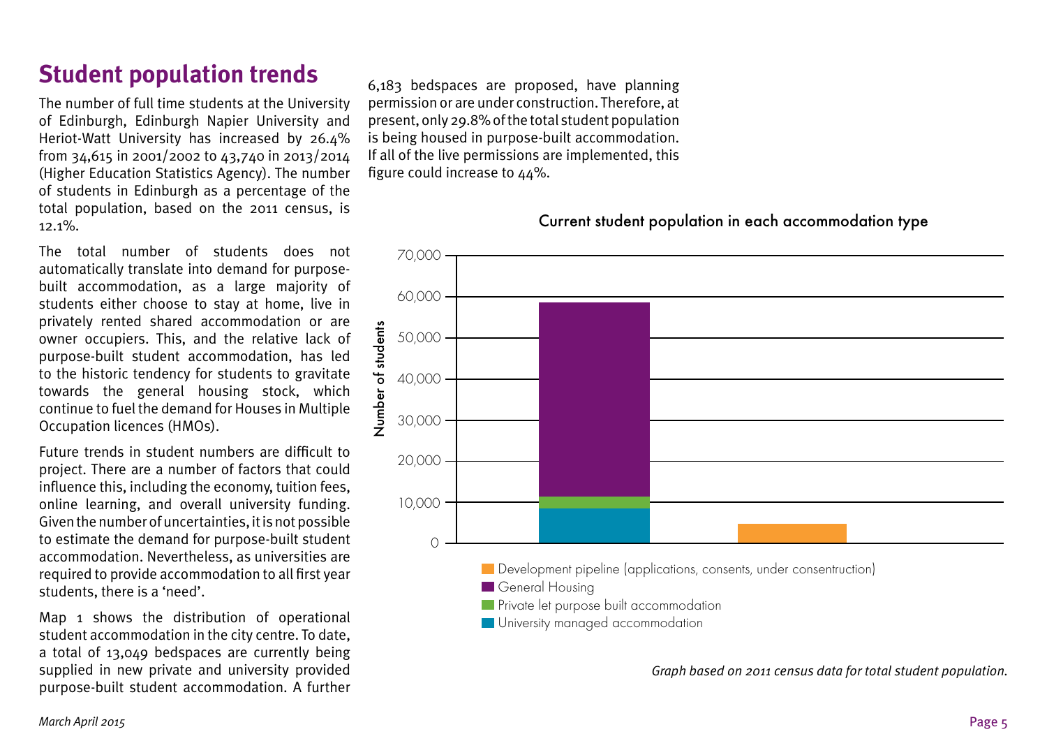# Student population trends

The number of full time students at the University of Edinburgh, Edinburgh Napier University and Heriot-Watt University has increased by 26.4% from 34,615 in 2001/2002 to 43,740 in 2013/2014 (Higher Education Statistics Agency). The number of students in Edinburgh as a percentage of the total population, based on the 2011 census, is 12.1%.

The total number of students does not automatically translate into demand for purpose-built accommodation, as a large majority of students either choose to stay at home, live in privately rented shared accommodation or are owner occupiers. This, and the relative lack of purpose-built student accommodation, has led to the historic tendency for students to gravitate towards the general housing stock, which continue to fuel the demand for Houses in Multiple Occupation licences (HMOs).

Future trends in student numbers are difficult to project. There are a number of factors that could influence this, including the economy, tuition fees, online learning, and overall university funding. Given the number of uncertainties, it is not possible to estimate the demand for purpose-built student accommodation. Nevertheless, as universities are required to provide accommodation to all first year students, there is a 'need'.

Map 1 shows the distribution of operational student accommodation in the city centre. To date, a total of 13,049 bedspaces are currently being supplied in new private and university provided purpose-built student accommodation. A further 6,183 bedspaces are proposed, have planning permission or are under construction. Therefore, at present, only 29.8% of the total student population is being housed in purpose-built accommodation. If all of the live permissions are implemented, this figure could increase to 44%.

Current student population in each accommodation type

Number of students: 0 – 70,000

- Development pipeline (applications, consents, under consentruction)
- General Housing
- Private let purpose built accommodation
- University managed accommodation

*Graph based on 2011 census data for total student population.*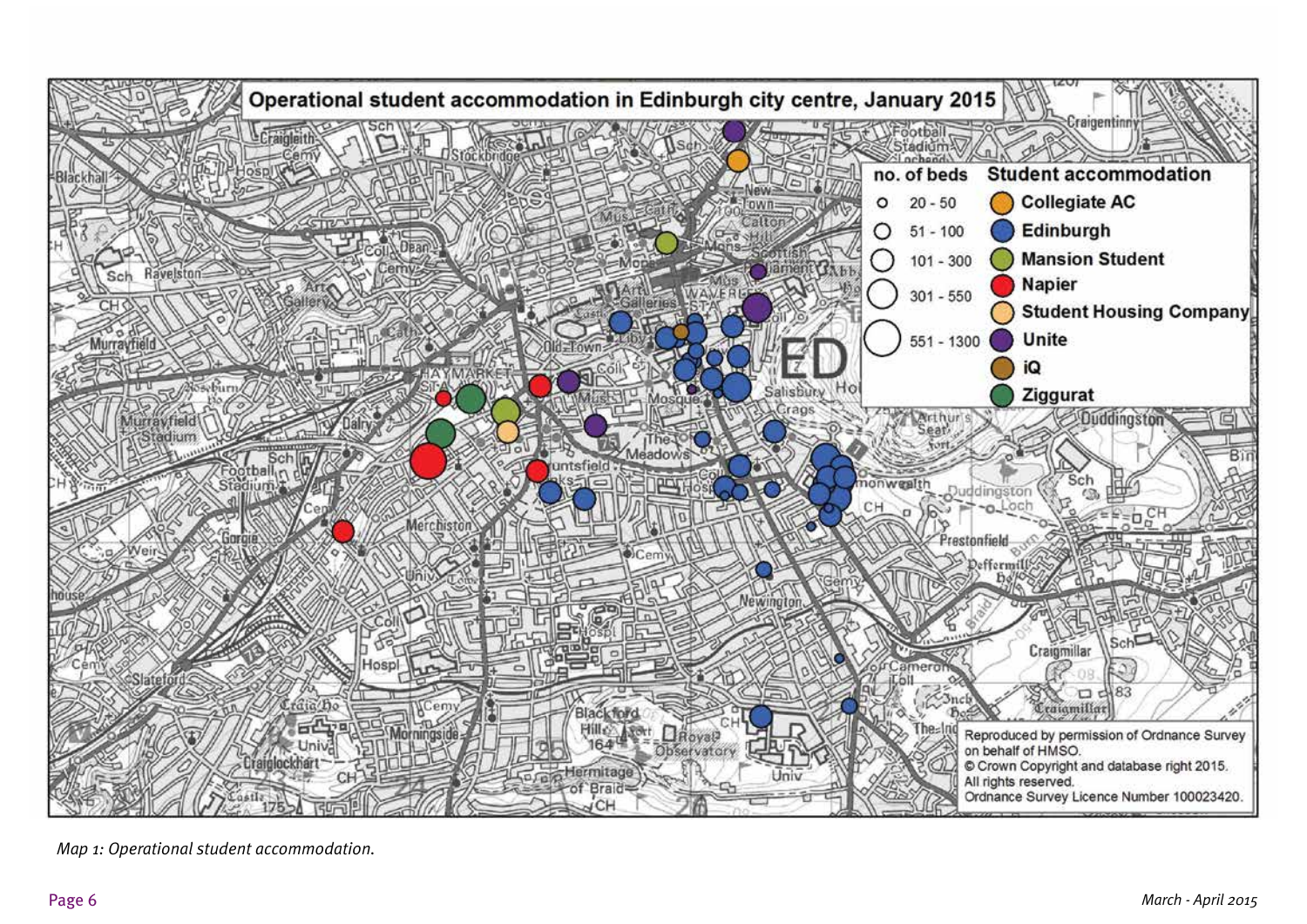*Map 1: Operational student accommodation.*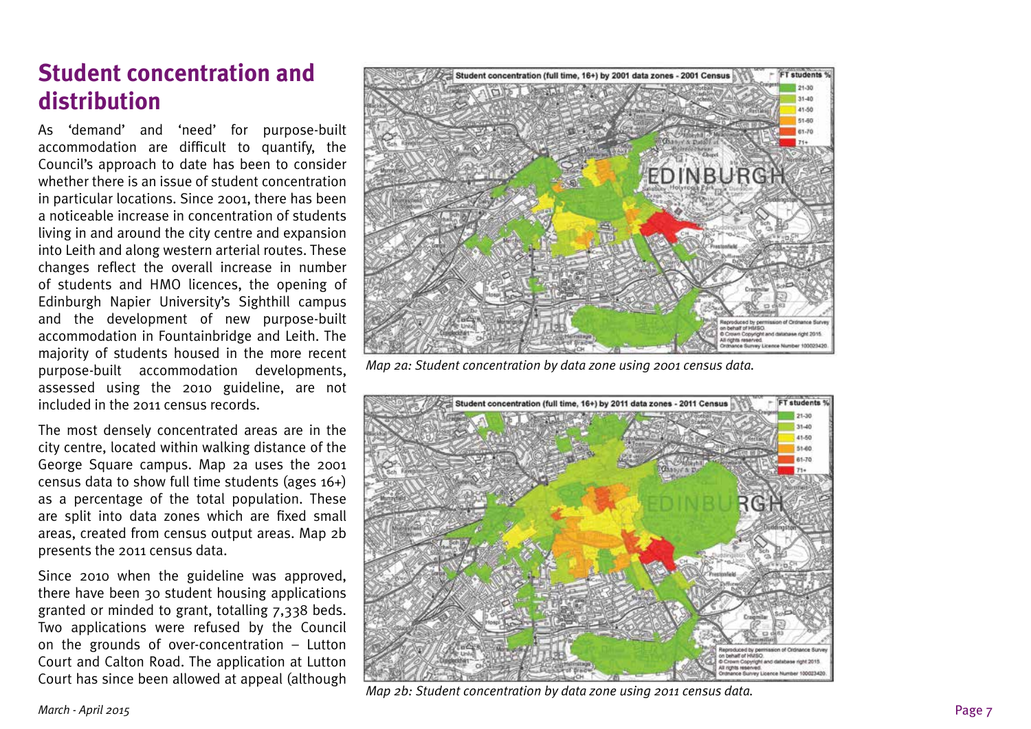## Student concentration and distribution

As 'demand' and 'need' for purpose-built accommodation are difficult to quantify, the Council's approach to date has been to consider whether there is an issue of student concentration in particular locations. Since 2001, there has been a noticeable increase in concentration of students living in and around the city centre and expansion into Leith and along western arterial routes. These changes reflect the overall increase in number of students and HMO licences, the opening of Edinburgh Napier University's Sighthill campus and the development of new purpose-built accommodation in Fountainbridge and Leith. The majority of students housed in the more recent purpose-built accommodation developments, assessed using the 2010 guideline, are not included in the 2011 census records.

The most densely concentrated areas are in the city centre, located within walking distance of the George Square campus. Map 2a uses the 2001 census data to show full time students (ages 16+) as a percentage of the total population. These are split into data zones which are fixed small areas, created from census output areas. Map 2b presents the 2011 census data.

Since 2010 when the guideline was approved, there have been 30 student housing applications granted or minded to grant, totalling 7,338 beds. Two applications were refused by the Council on the grounds of over-concentration – Lutton Court and Calton Road. The application at Lutton Court has since been allowed at appeal (although

*Map 2a: Student concentration by data zone using 2001 census data.*

*Map 2b: Student concentration by data zone using 2011 census data.*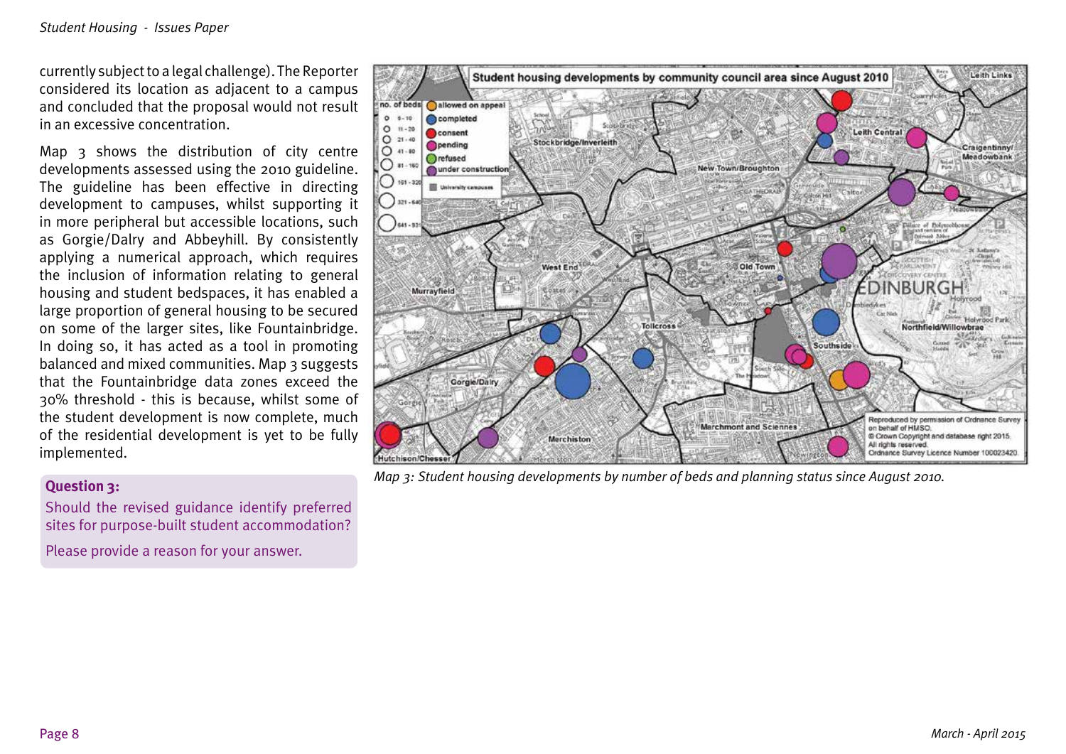currently subject to a legal challenge). The Reporter considered its location as adjacent to a campus and concluded that the proposal would not result in an excessive concentration.

Map 3 shows the distribution of city centre developments assessed using the 2010 guideline. The guideline has been effective in directing development to campuses, whilst supporting it in more peripheral but accessible locations, such as Gorgie/Dalry and Abbeyhill. By consistently applying a numerical approach, which requires the inclusion of information relating to general housing and student bedspaces, it has enabled a large proportion of general housing to be secured on some of the larger sites, like Fountainbridge. In doing so, it has acted as a tool in promoting balanced and mixed communities. Map 3 suggests that the Fountainbridge data zones exceed the 30% threshold - this is because, whilst some of the student development is now complete, much of the residential development is yet to be fully implemented.

**Question 3:**

Should the revised guidance identify preferred sites for purpose-built student accommodation?

Please provide a reason for your answer.

*Map 3: Student housing developments by number of beds and planning status since August 2010.*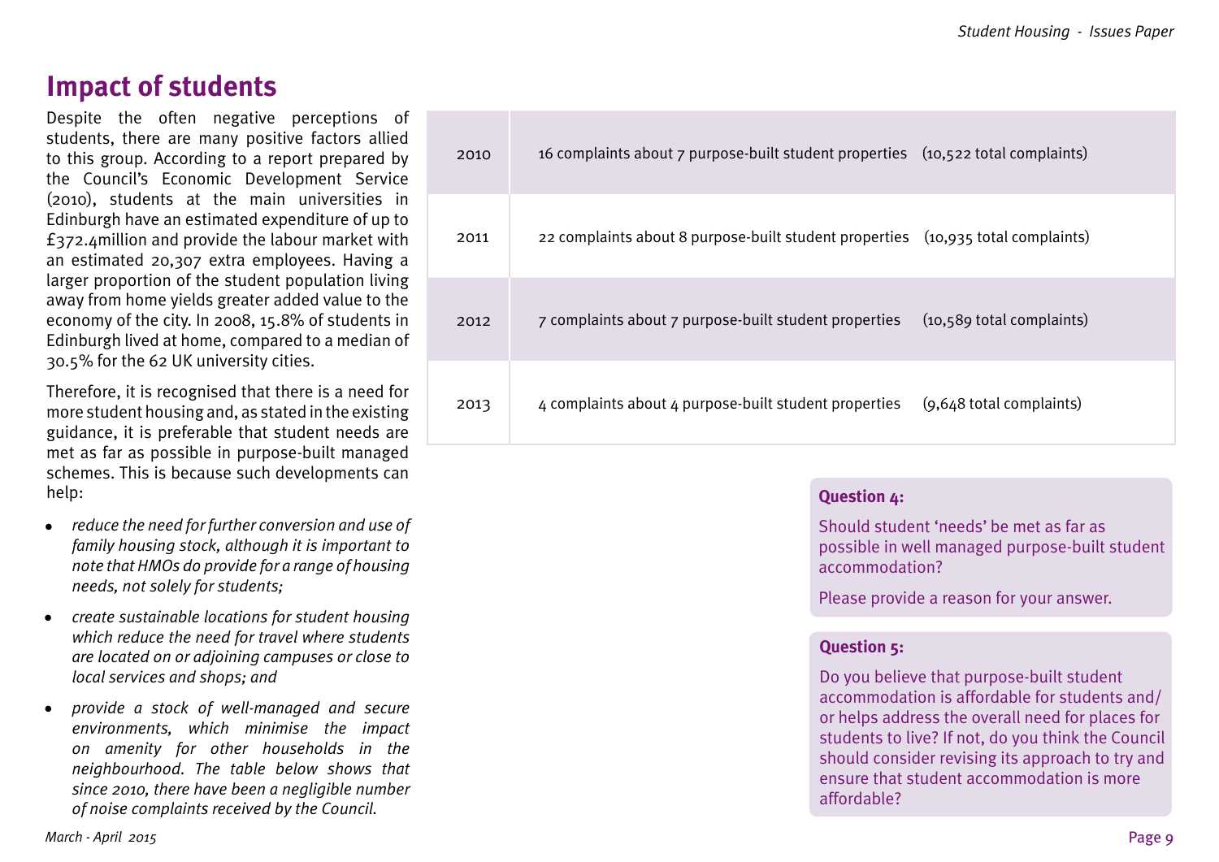## Impact of students

Despite the often negative perceptions of students, there are many positive factors allied to this group. According to a report prepared by the Council's Economic Development Service (2010), students at the main universities in Edinburgh have an estimated expenditure of up to £372.4million and provide the labour market with an estimated 20,307 extra employees. Having a larger proportion of the student population living away from home yields greater added value to the economy of the city. In 2008, 15.8% of students in Edinburgh lived at home, compared to a median of 30.5% for the 62 UK university cities.

Therefore, it is recognised that there is a need for more student housing and, as stated in the existing guidance, it is preferable that student needs are met as far as possible in purpose-built managed schemes. This is because such developments can help:

- *reduce the need for further conversion and use of family housing stock, although it is important to note that HMOs do provide for a range of housing needs, not solely for students;*
- *create sustainable locations for student housing which reduce the need for travel where students are located on or adjoining campuses or close to local services and shops; and*
- *provide a stock of well-managed and secure environments, which minimise the impact on amenity for other households in the neighbourhood. The table below shows that since 2010, there have been a negligible number of noise complaints received by the Council.*

| Year | Complaints about purpose-built student properties | Total complaints |
|---|---|---|
| 2010 | 16 complaints about 7 purpose-built student properties | (10,522 total complaints) |
| 2011 | 22 complaints about 8 purpose-built student properties | (10,935 total complaints) |
| 2012 | 7 complaints about 7 purpose-built student properties | (10,589 total complaints) |
| 2013 | 4 complaints about 4 purpose-built student properties | (9,648 total complaints) |

**Question 4:**

Should student 'needs' be met as far as possible in well managed purpose-built student accommodation?

Please provide a reason for your answer.

**Question 5:**

Do you believe that purpose-built student accommodation is affordable for students and/or helps address the overall need for places for students to live? If not, do you think the Council should consider revising its approach to try and ensure that student accommodation is more affordable?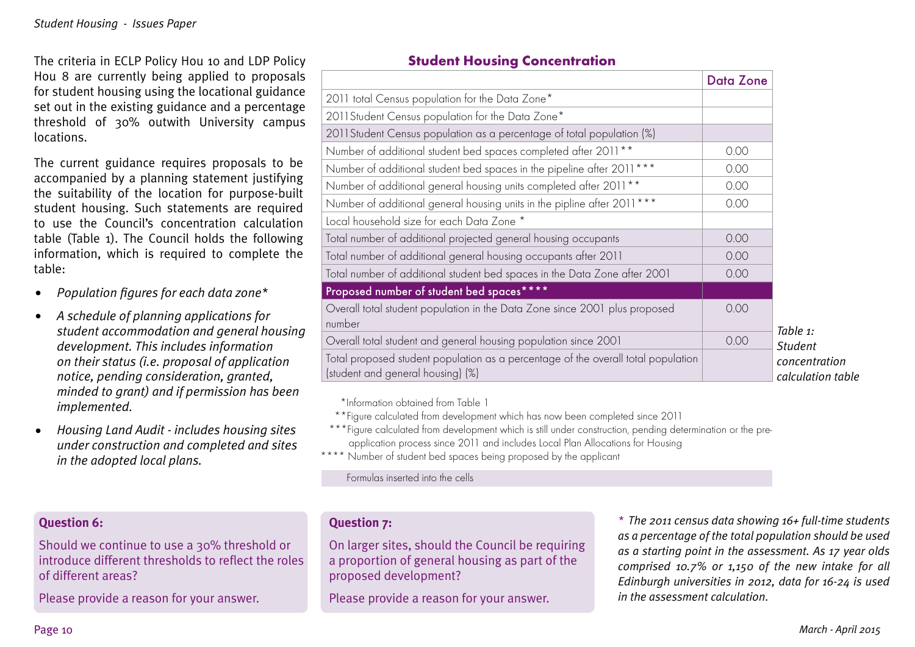The criteria in ECLP Policy Hou 10 and LDP Policy Hou 8 are currently being applied to proposals for student housing using the locational guidance set out in the existing guidance and a percentage threshold of 30% outwith University campus locations.

The current guidance requires proposals to be accompanied by a planning statement justifying the suitability of the location for purpose-built student housing. Such statements are required to use the Council's concentration calculation table (Table 1). The Council holds the following information, which is required to complete the table:

- *Population figures for each data zone**
- *A schedule of planning applications for student accommodation and general housing development. This includes information on their status (i.e. proposal of application notice, pending consideration, granted, minded to grant) and if permission has been implemented.*
- *Housing Land Audit - includes housing sites under construction and completed and sites in the adopted local plans.*

### Student Housing Concentration

| | Data Zone |
|---|---|
| 2011 total Census population for the Data Zone* | |
| 2011 Student Census population for the Data Zone* | |
| 2011 Student Census population as a percentage of total population (%) | |
| Number of additional student bed spaces completed after 2011** | 0.00 |
| Number of additional student bed spaces in the pipeline after 2011*** | 0.00 |
| Number of additional general housing units completed after 2011** | 0.00 |
| Number of additional general housing units in the pipline after 2011*** | 0.00 |
| Local household size for each Data Zone * | |
| Total number of additional projected general housing occupants | 0.00 |
| Total number of additional general housing occupants after 2011 | 0.00 |
| Total number of additional student bed spaces in the Data Zone after 2001 | 0.00 |
| **Proposed number of student bed spaces******** | |
| Overall total student population in the Data Zone since 2001 plus proposed number | 0.00 |
| Overall total student and general housing population since 2001 | 0.00 |
| Total proposed student population as a percentage of the overall total population (student and general housing) (%) | |

*Table 1: Student concentration calculation table*

*Information obtained from Table 1

**Figure calculated from development which has now been completed since 2011

***Figure calculated from development which is still under construction, pending determination or the pre-application process since 2011 and includes Local Plan Allocations for Housing

**** Number of student bed spaces being proposed by the applicant

Formulas inserted into the cells

**Question 6:**

Should we continue to use a 30% threshold or introduce different thresholds to reflect the roles of different areas?

Please provide a reason for your answer.

**Question 7:**

On larger sites, should the Council be requiring a proportion of general housing as part of the proposed development?

Please provide a reason for your answer.

*\* The 2011 census data showing 16+ full-time students as a percentage of the total population should be used as a starting point in the assessment. As 17 year olds comprised 10.7% or 1,150 of the new intake for all Edinburgh universities in 2012, data for 16-24 is used in the assessment calculation.*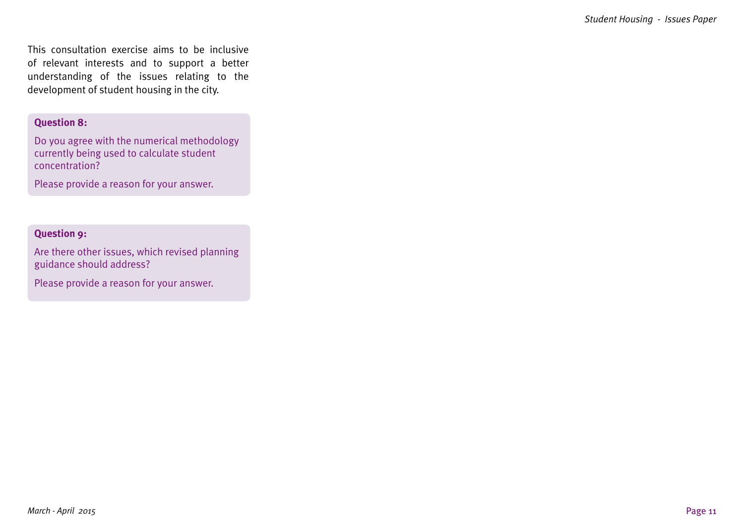This consultation exercise aims to be inclusive of relevant interests and to support a better understanding of the issues relating to the development of student housing in the city.

**Question 8:**

Do you agree with the numerical methodology currently being used to calculate student concentration?

Please provide a reason for your answer.

**Question 9:**

Are there other issues, which revised planning guidance should address?

Please provide a reason for your answer.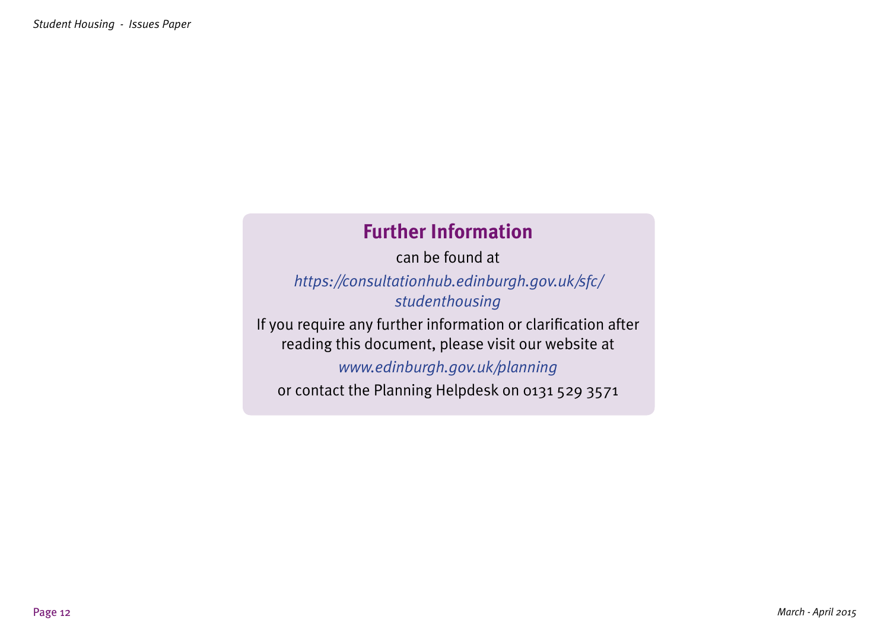## Further Information

can be found at

*https://consultationhub.edinburgh.gov.uk/sfc/studenthousing*

If you require any further information or clarification after reading this document, please visit our website at

*www.edinburgh.gov.uk/planning*

or contact the Planning Helpdesk on 0131 529 3571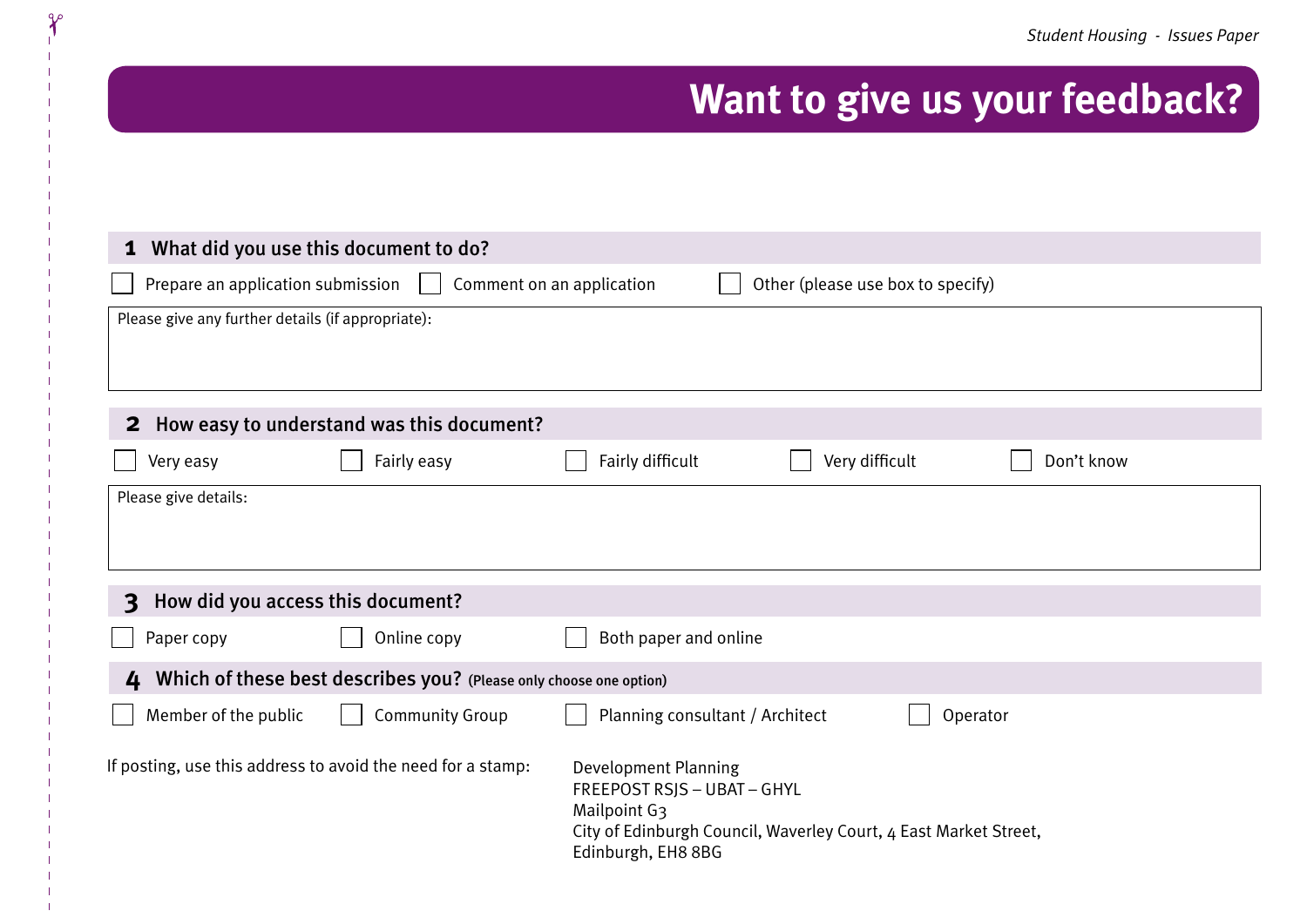# Want to give us your feedback?

## 1 What did you use this document to do?

- [ ] Prepare an application submission
- [ ] Comment on an application
- [ ] Other (please use box to specify)

Please give any further details (if appropriate):

## 2 How easy to understand was this document?

- [ ] Very easy
- [ ] Fairly easy
- [ ] Fairly difficult
- [ ] Very difficult
- [ ] Don't know

Please give details:

## 3 How did you access this document?

- [ ] Paper copy
- [ ] Online copy
- [ ] Both paper and online

## 4 Which of these best describes you? (Please only choose one option)

- [ ] Member of the public
- [ ] Community Group
- [ ] Planning consultant / Architect
- [ ] Operator

If posting, use this address to avoid the need for a stamp:

Development Planning
FREEPOST RSJS – UBAT – GHYL
Mailpoint G3
City of Edinburgh Council, Waverley Court, 4 East Market Street,
Edinburgh, EH8 8BG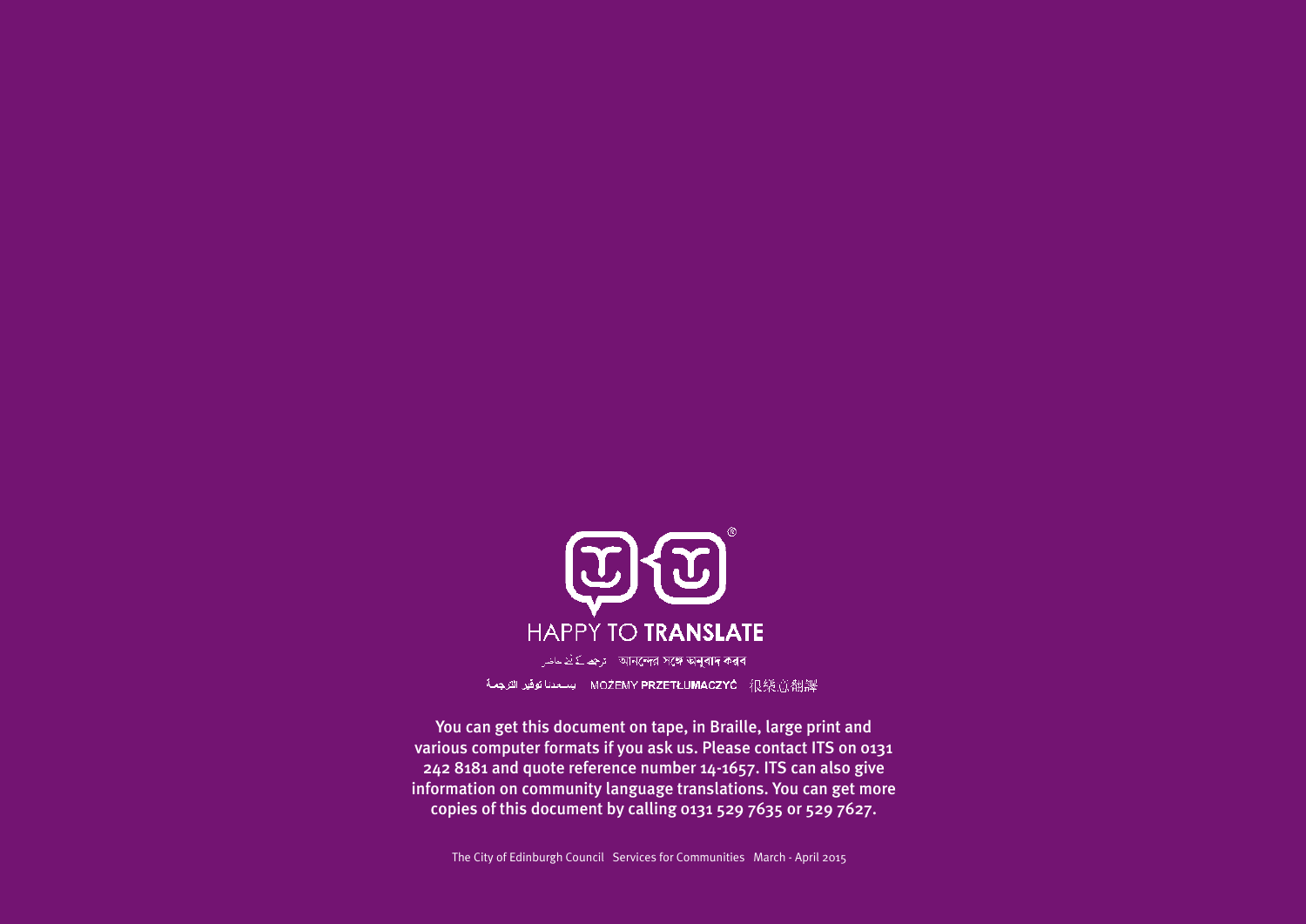HAPPY TO **TRANSLATE**

ترجمہ کے لئے حاضر আনন্দের সঙ্গে অনুবাদ করব

يسعدنا توفير الترجمة MOŻEMY **PRZETŁUMACZYĆ** 很樂意翻譯

You can get this document on tape, in Braille, large print and various computer formats if you ask us. Please contact ITS on 0131 242 8181 and quote reference number 14-1657. ITS can also give information on community language translations. You can get more copies of this document by calling 0131 529 7635 or 529 7627.

The City of Edinburgh Council Services for Communities March - April 2015